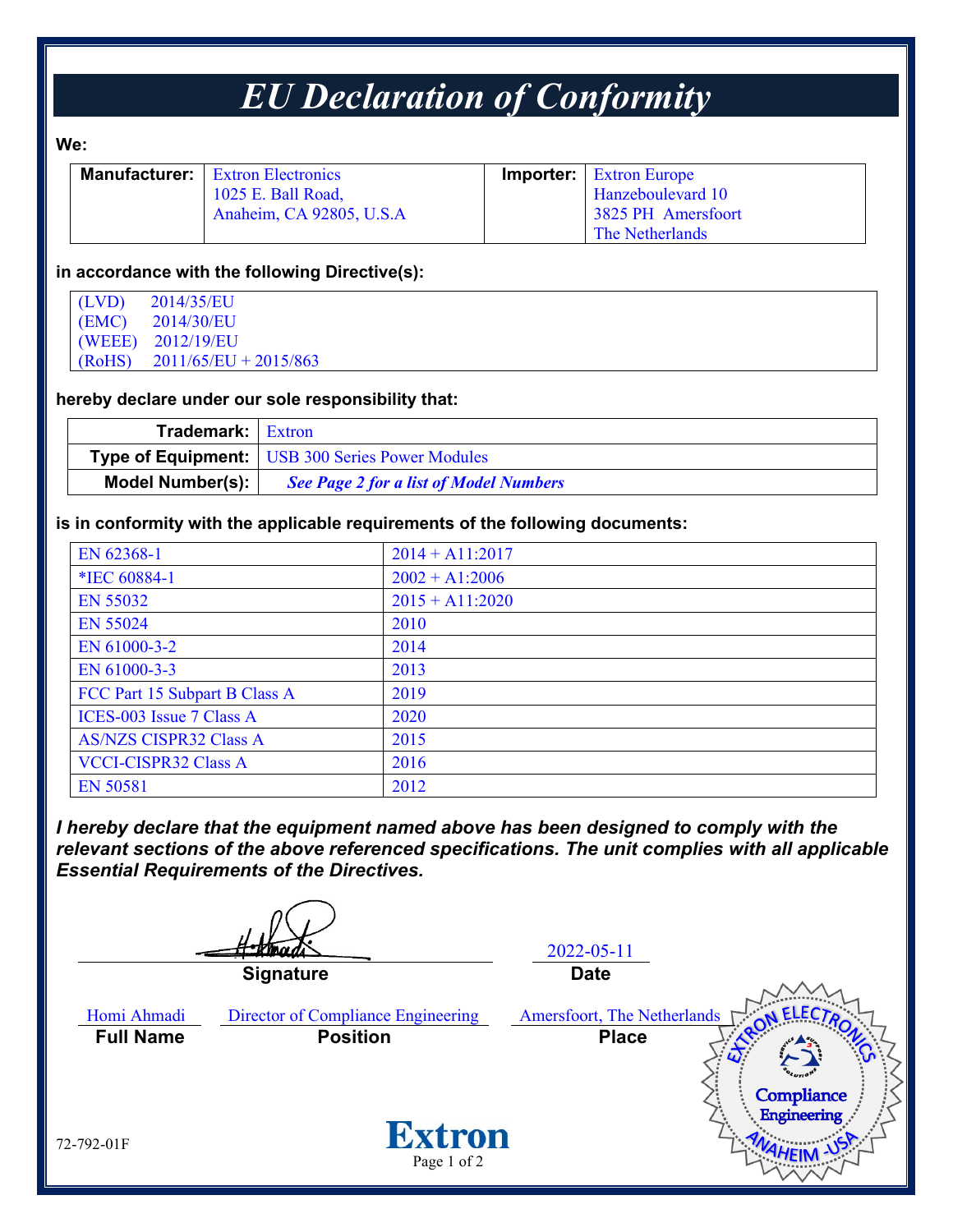# EU Declaration of Conformity

**We:**

| **Manufacturer:** | Extron Electronics<br>1025 E. Ball Road,<br>Anaheim, CA 92805, U.S.A | **Importer:** | Extron Europe<br>Hanzeboulevard 10<br>3825 PH Amersfoort<br>The Netherlands |
|---|---|---|---|

**in accordance with the following Directive(s):**

(LVD) 2014/35/EU
(EMC) 2014/30/EU
(WEEE) 2012/19/EU
(RoHS) 2011/65/EU + 2015/863

**hereby declare under our sole responsibility that:**

| | |
|---|---|
| **Trademark:** | Extron |
| **Type of Equipment:** | USB 300 Series Power Modules |
| **Model Number(s):** | ***See Page 2 for a list of Model Numbers*** |

**is in conformity with the applicable requirements of the following documents:**

| | |
|---|---|
| EN 62368-1 | 2014 + A11:2017 |
| *IEC 60884-1 | 2002 + A1:2006 |
| EN 55032 | 2015 + A11:2020 |
| EN 55024 | 2010 |
| EN 61000-3-2 | 2014 |
| EN 61000-3-3 | 2013 |
| FCC Part 15 Subpart B Class A | 2019 |
| ICES-003 Issue 7 Class A | 2020 |
| AS/NZS CISPR32 Class A | 2015 |
| VCCI-CISPR32 Class A | 2016 |
| EN 50581 | 2012 |

***I hereby declare that the equipment named above has been designed to comply with the relevant sections of the above referenced specifications. The unit complies with all applicable Essential Requirements of the Directives.***

**Signature**

2022-05-11
**Date**

Homi Ahmadi
**Full Name**

Director of Compliance Engineering
**Position**

Amersfoort, The Netherlands
**Place**

Extron Electronics Compliance Engineering Anaheim - USA

72-792-01F

Extron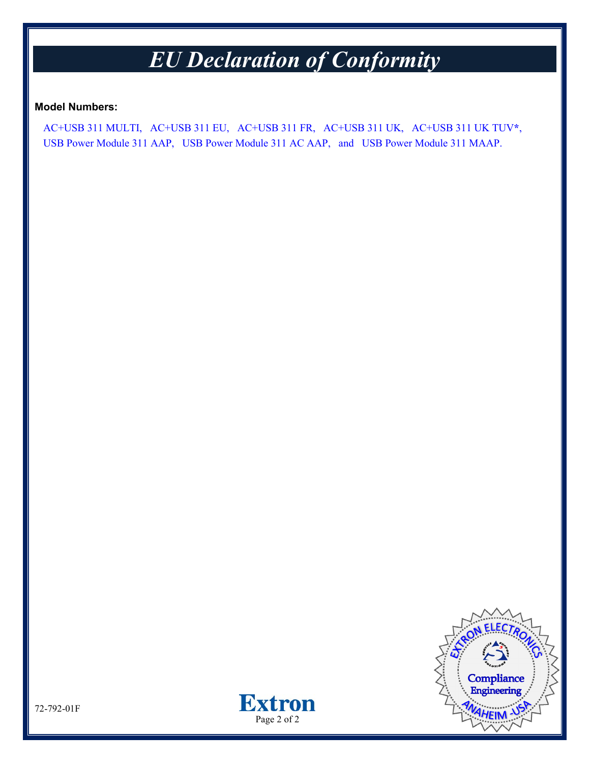# EU Declaration of Conformity

**Model Numbers:**

AC+USB 311 MULTI, AC+USB 311 EU, AC+USB 311 FR, AC+USB 311 UK, AC+USB 311 UK TUV*, USB Power Module 311 AAP, USB Power Module 311 AC AAP, and USB Power Module 311 MAAP.

72-792-01F

Extron